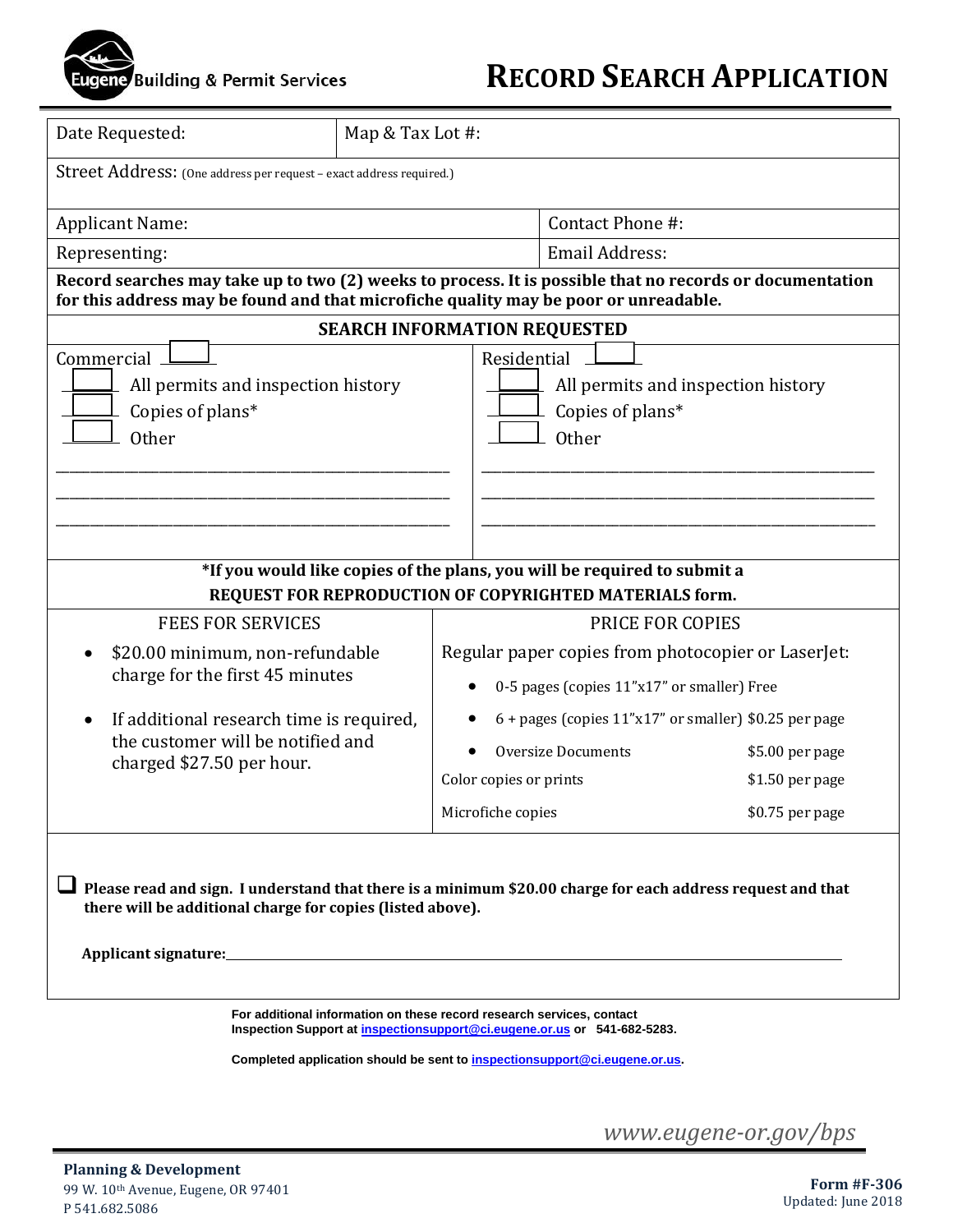Eugene Building & Permit Services

# RECORD SEARCH APPLICATION

| Date Requested: | Map & Tax Lot #: |
|---|---|
| Street Address: (One address per request – exact address required.) | |
| Applicant Name: | Contact Phone #: |
| Representing: | Email Address: |

**Record searches may take up to two (2) weeks to process. It is possible that no records or documentation for this address may be found and that microfiche quality may be poor or unreadable.**

## SEARCH INFORMATION REQUESTED

| Commercial ☐ | Residential ☐ |
|---|---|
| ☐ All permits and inspection history | ☐ All permits and inspection history |
| ☐ Copies of plans* | ☐ Copies of plans* |
| ☐ Other | ☐ Other |
| ____________________ | ____________________ |
| ____________________ | ____________________ |
| ____________________ | ____________________ |

**\*If you would like copies of the plans, you will be required to submit a REQUEST FOR REPRODUCTION OF COPYRIGHTED MATERIALS form.**

### FEES FOR SERVICES

- $20.00 minimum, non-refundable charge for the first 45 minutes
- If additional research time is required, the customer will be notified and charged $27.50 per hour.

### PRICE FOR COPIES

Regular paper copies from photocopier or LaserJet:

| Item | Price |
|---|---|
| • 0-5 pages (copies 11"x17" or smaller) | Free |
| • 6 + pages (copies 11"x17" or smaller) | $0.25 per page |
| • Oversize Documents | $5.00 per page |
| Color copies or prints | $1.50 per page |
| Microfiche copies | $0.75 per page |

☐ **Please read and sign. I understand that there is a minimum $20.00 charge for each address request and that there will be additional charge for copies (listed above).**

**Applicant signature:**______________________________

**For additional information on these record research services, contact Inspection Support at inspectionsupport@ci.eugene.or.us or 541-682-5283.**

**Completed application should be sent to inspectionsupport@ci.eugene.or.us.**

*www.eugene-or.gov/bps*

**Planning & Development**
99 W. 10th Avenue, Eugene, OR 97401
P 541.682.5086

**Form #F-306**
Updated: June 2018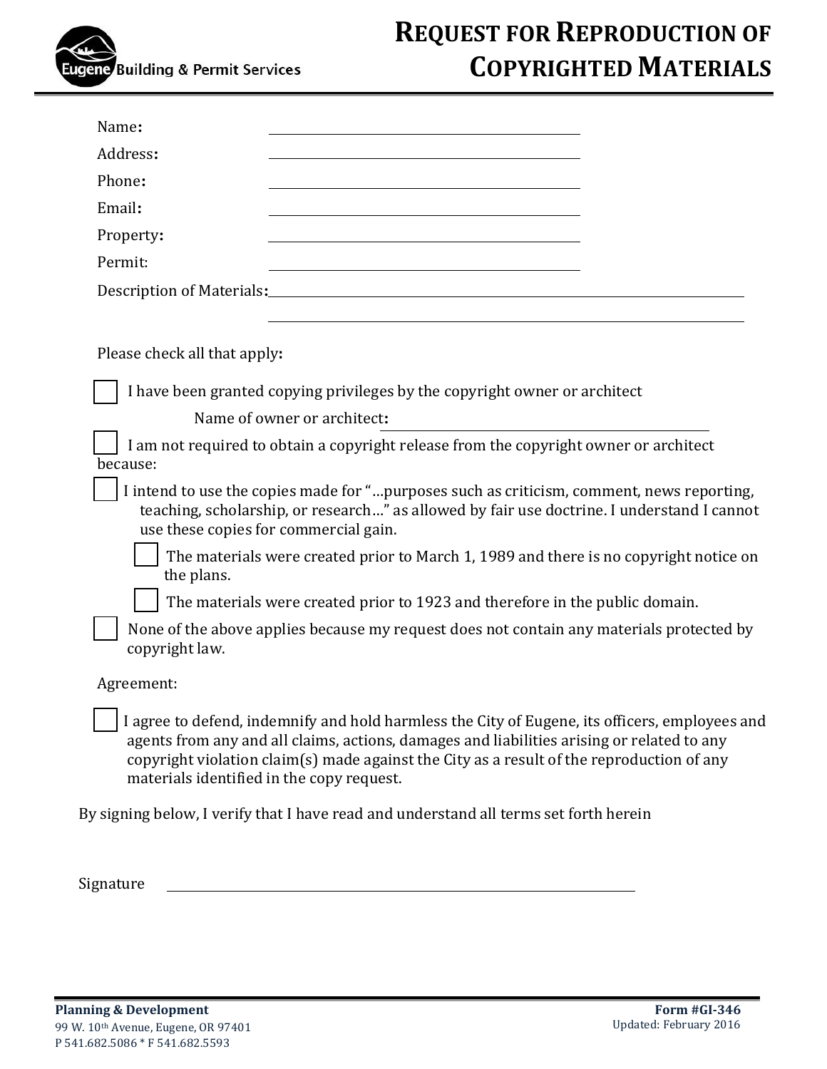Eugene Building & Permit Services

# REQUEST FOR REPRODUCTION OF COPYRIGHTED MATERIALS

Name: \_\_\_\_\_\_\_\_\_\_\_\_\_\_\_\_\_\_\_\_\_\_\_\_\_\_\_\_\_\_\_\_\_\_\_\_

Address: \_\_\_\_\_\_\_\_\_\_\_\_\_\_\_\_\_\_\_\_\_\_\_\_\_\_\_\_\_\_\_\_\_\_\_\_

Phone: \_\_\_\_\_\_\_\_\_\_\_\_\_\_\_\_\_\_\_\_\_\_\_\_\_\_\_\_\_\_\_\_\_\_\_\_

Email: \_\_\_\_\_\_\_\_\_\_\_\_\_\_\_\_\_\_\_\_\_\_\_\_\_\_\_\_\_\_\_\_\_\_\_\_

Property: \_\_\_\_\_\_\_\_\_\_\_\_\_\_\_\_\_\_\_\_\_\_\_\_\_\_\_\_\_\_\_\_\_\_\_\_

Permit: \_\_\_\_\_\_\_\_\_\_\_\_\_\_\_\_\_\_\_\_\_\_\_\_\_\_\_\_\_\_\_\_\_\_\_\_

Description of Materials: \_\_\_\_\_\_\_\_\_\_\_\_\_\_\_\_\_\_\_\_\_\_\_\_\_\_\_\_\_\_\_\_\_\_\_\_\_\_\_\_\_\_\_\_\_\_\_\_\_\_\_\_

\_\_\_\_\_\_\_\_\_\_\_\_\_\_\_\_\_\_\_\_\_\_\_\_\_\_\_\_\_\_\_\_\_\_\_\_\_\_\_\_\_\_\_\_\_\_\_\_\_\_\_\_

Please check all that apply:

- ☐ I have been granted copying privileges by the copyright owner or architect

  Name of owner or architect: \_\_\_\_\_\_\_\_\_\_\_\_\_\_\_\_\_\_\_\_\_\_\_\_\_\_\_\_\_\_\_\_\_\_\_\_

- ☐ I am not required to obtain a copyright release from the copyright owner or architect because:
- ☐ I intend to use the copies made for "…purposes such as criticism, comment, news reporting, teaching, scholarship, or research…" as allowed by fair use doctrine. I understand I cannot use these copies for commercial gain.
  - ☐ The materials were created prior to March 1, 1989 and there is no copyright notice on the plans.
  - ☐ The materials were created prior to 1923 and therefore in the public domain.
- ☐ None of the above applies because my request does not contain any materials protected by copyright law.

Agreement:

- ☐ I agree to defend, indemnify and hold harmless the City of Eugene, its officers, employees and agents from any and all claims, actions, damages and liabilities arising or related to any copyright violation claim(s) made against the City as a result of the reproduction of any materials identified in the copy request.

By signing below, I verify that I have read and understand all terms set forth herein

Signature \_\_\_\_\_\_\_\_\_\_\_\_\_\_\_\_\_\_\_\_\_\_\_\_\_\_\_\_\_\_\_\_\_\_\_\_\_\_\_\_\_\_\_\_\_\_\_\_

**Planning & Development**
99 W. 10th Avenue, Eugene, OR 97401
P 541.682.5086 * F 541.682.5593

**Form #GI-346**
Updated: February 2016